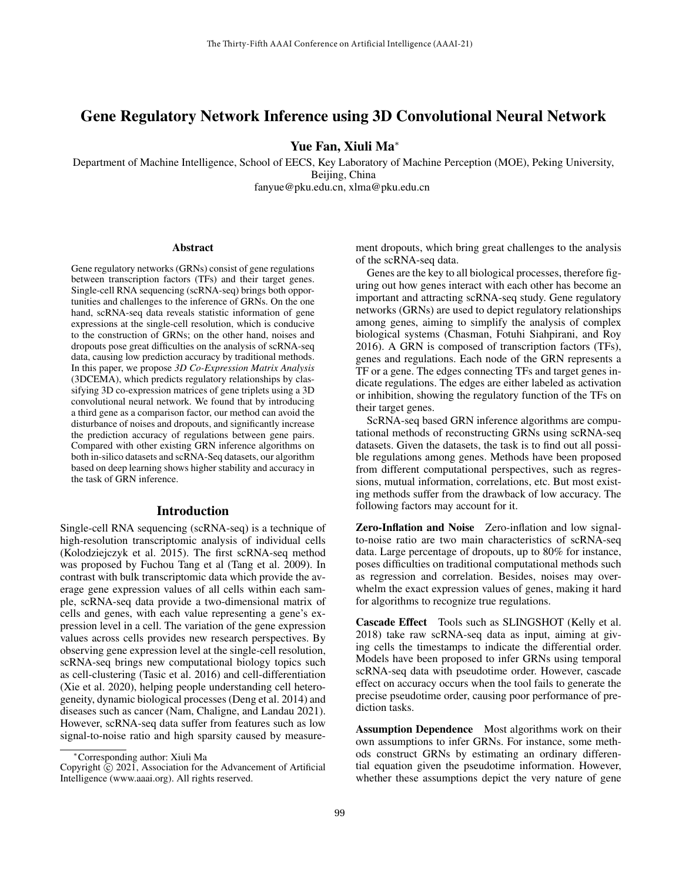# Gene Regulatory Network Inference using 3D Convolutional Neural Network

**Yue Fan, Xiuli Ma***

Department of Machine Intelligence, School of EECS, Key Laboratory of Machine Perception (MOE), Peking University, Beijing, China
fanyue@pku.edu.cn, xlma@pku.edu.cn

## Abstract

Gene regulatory networks (GRNs) consist of gene regulations between transcription factors (TFs) and their target genes. Single-cell RNA sequencing (scRNA-seq) brings both opportunities and challenges to the inference of GRNs. On the one hand, scRNA-seq data reveals statistic information of gene expressions at the single-cell resolution, which is conducive to the construction of GRNs; on the other hand, noises and dropouts pose great difficulties on the analysis of scRNA-seq data, causing low prediction accuracy by traditional methods. In this paper, we propose *3D Co-Expression Matrix Analysis* (3DCEMA), which predicts regulatory relationships by classifying 3D co-expression matrices of gene triplets using a 3D convolutional neural network. We found that by introducing a third gene as a comparison factor, our method can avoid the disturbance of noises and dropouts, and significantly increase the prediction accuracy of regulations between gene pairs. Compared with other existing GRN inference algorithms on both in-silico datasets and scRNA-Seq datasets, our algorithm based on deep learning shows higher stability and accuracy in the task of GRN inference.

## Introduction

Single-cell RNA sequencing (scRNA-seq) is a technique of high-resolution transcriptomic analysis of individual cells (Kolodziejczyk et al. 2015). The first scRNA-seq method was proposed by Fuchou Tang et al (Tang et al. 2009). In contrast with bulk transcriptomic data which provide the average gene expression values of all cells within each sample, scRNA-seq data provide a two-dimensional matrix of cells and genes, with each value representing a gene's expression level in a cell. The variation of the gene expression values across cells provides new research perspectives. By observing gene expression level at the single-cell resolution, scRNA-seq brings new computational biology topics such as cell-clustering (Tasic et al. 2016) and cell-differentiation (Xie et al. 2020), helping people understanding cell heterogeneity, dynamic biological processes (Deng et al. 2014) and diseases such as cancer (Nam, Chaligne, and Landau 2021). However, scRNA-seq data suffer from features such as low signal-to-noise ratio and high sparsity caused by measurement dropouts, which bring great challenges to the analysis of the scRNA-seq data.

Genes are the key to all biological processes, therefore figuring out how genes interact with each other has become an important and attracting scRNA-seq study. Gene regulatory networks (GRNs) are used to depict regulatory relationships among genes, aiming to simplify the analysis of complex biological systems (Chasman, Fotuhi Siahpirani, and Roy 2016). A GRN is composed of transcription factors (TFs), genes and regulations. Each node of the GRN represents a TF or a gene. The edges connecting TFs and target genes indicate regulations. The edges are either labeled as activation or inhibition, showing the regulatory function of the TFs on their target genes.

ScRNA-seq based GRN inference algorithms are computational methods of reconstructing GRNs using scRNA-seq datasets. Given the datasets, the task is to find out all possible regulations among genes. Methods have been proposed from different computational perspectives, such as regressions, mutual information, correlations, etc. But most existing methods suffer from the drawback of low accuracy. The following factors may account for it.

**Zero-Inflation and Noise** Zero-inflation and low signal-to-noise ratio are two main characteristics of scRNA-seq data. Large percentage of dropouts, up to 80% for instance, poses difficulties on traditional computational methods such as regression and correlation. Besides, noises may overwhelm the exact expression values of genes, making it hard for algorithms to recognize true regulations.

**Cascade Effect** Tools such as SLINGSHOT (Kelly et al. 2018) take raw scRNA-seq data as input, aiming at giving the cells the timestamps to indicate the differential order. Models have been proposed to infer GRNs using temporal scRNA-seq data with pseudotime order. However, cascade effect on accuracy occurs when the tool fails to generate the precise pseudotime order, causing poor performance of prediction tasks.

**Assumption Dependence** Most algorithms work on their own assumptions to infer GRNs. For instance, some methods construct GRNs by estimating an ordinary differential equation given the pseudotime information. However, whether these assumptions depict the very nature of gene

*Corresponding author: Xiuli Ma
Copyright © 2021, Association for the Advancement of Artificial Intelligence (www.aaai.org). All rights reserved.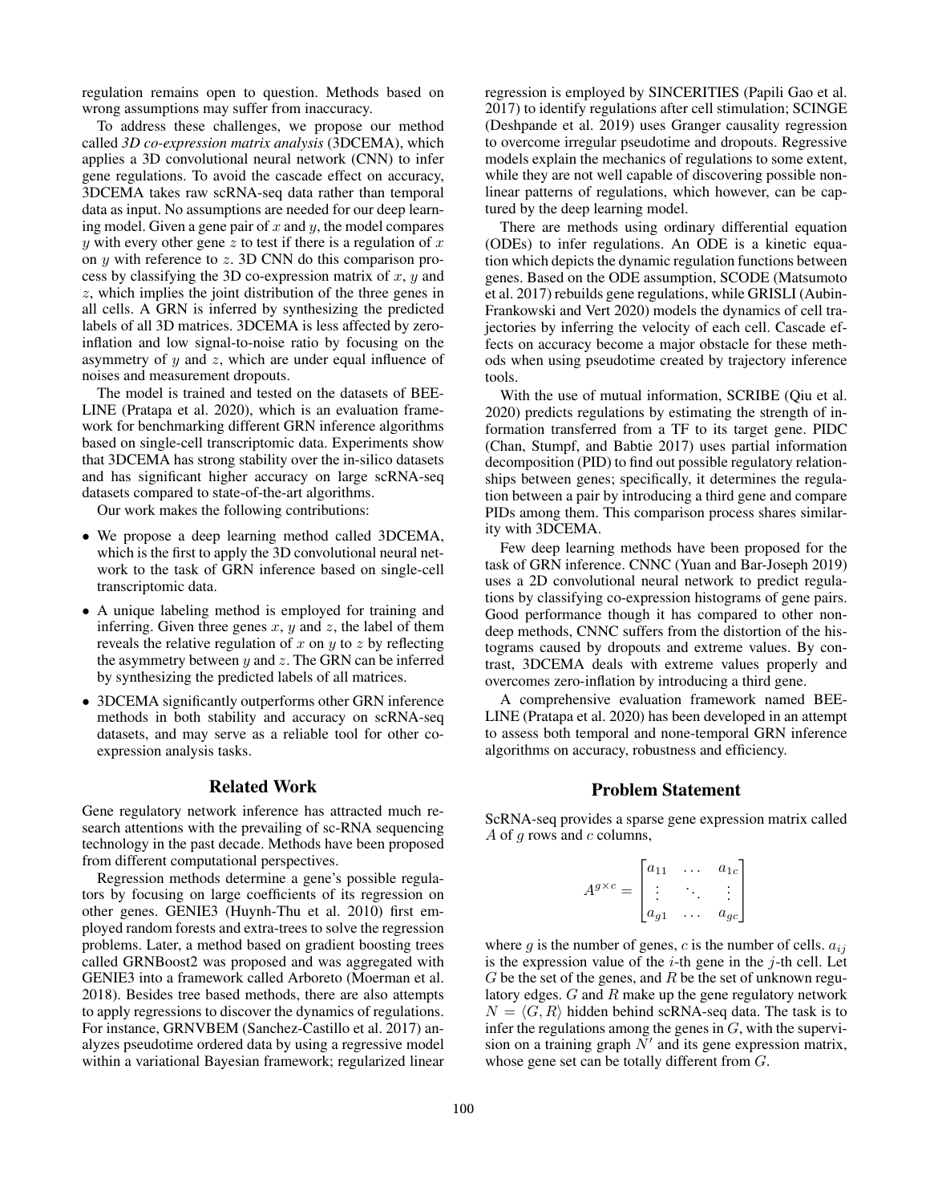regulation remains open to question. Methods based on wrong assumptions may suffer from inaccuracy.

To address these challenges, we propose our method called *3D co-expression matrix analysis* (3DCEMA), which applies a 3D convolutional neural network (CNN) to infer gene regulations. To avoid the cascade effect on accuracy, 3DCEMA takes raw scRNA-seq data rather than temporal data as input. No assumptions are needed for our deep learning model. Given a gene pair of $x$ and $y$, the model compares $y$ with every other gene $z$ to test if there is a regulation of $x$ on $y$ with reference to $z$. 3D CNN do this comparison process by classifying the 3D co-expression matrix of $x$, $y$ and $z$, which implies the joint distribution of the three genes in all cells. A GRN is inferred by synthesizing the predicted labels of all 3D matrices. 3DCEMA is less affected by zero-inflation and low signal-to-noise ratio by focusing on the asymmetry of $y$ and $z$, which are under equal influence of noises and measurement dropouts.

The model is trained and tested on the datasets of BEELINE (Pratapa et al. 2020), which is an evaluation framework for benchmarking different GRN inference algorithms based on single-cell transcriptomic data. Experiments show that 3DCEMA has strong stability over the in-silico datasets and has significant higher accuracy on large scRNA-seq datasets compared to state-of-the-art algorithms.

Our work makes the following contributions:

- We propose a deep learning method called 3DCEMA, which is the first to apply the 3D convolutional neural network to the task of GRN inference based on single-cell transcriptomic data.
- A unique labeling method is employed for training and inferring. Given three genes $x$, $y$ and $z$, the label of them reveals the relative regulation of $x$ on $y$ to $z$ by reflecting the asymmetry between $y$ and $z$. The GRN can be inferred by synthesizing the predicted labels of all matrices.
- 3DCEMA significantly outperforms other GRN inference methods in both stability and accuracy on scRNA-seq datasets, and may serve as a reliable tool for other co-expression analysis tasks.

## Related Work

Gene regulatory network inference has attracted much research attentions with the prevailing of sc-RNA sequencing technology in the past decade. Methods have been proposed from different computational perspectives.

Regression methods determine a gene's possible regulators by focusing on large coefficients of its regression on other genes. GENIE3 (Huynh-Thu et al. 2010) first employed random forests and extra-trees to solve the regression problems. Later, a method based on gradient boosting trees called GRNBoost2 was proposed and was aggregated with GENIE3 into a framework called Arboreto (Moerman et al. 2018). Besides tree based methods, there are also attempts to apply regressions to discover the dynamics of regulations. For instance, GRNVBEM (Sanchez-Castillo et al. 2017) analyzes pseudotime ordered data by using a regressive model within a variational Bayesian framework; regularized linear regression is employed by SINCERITIES (Papili Gao et al. 2017) to identify regulations after cell stimulation; SCINGE (Deshpande et al. 2019) uses Granger causality regression to overcome irregular pseudotime and dropouts. Regressive models explain the mechanics of regulations to some extent, while they are not well capable of discovering possible non-linear patterns of regulations, which however, can be captured by the deep learning model.

There are methods using ordinary differential equation (ODEs) to infer regulations. An ODE is a kinetic equation which depicts the dynamic regulation functions between genes. Based on the ODE assumption, SCODE (Matsumoto et al. 2017) rebuilds gene regulations, while GRISLI (Aubin-Frankowski and Vert 2020) models the dynamics of cell trajectories by inferring the velocity of each cell. Cascade effects on accuracy become a major obstacle for these methods when using pseudotime created by trajectory inference tools.

With the use of mutual information, SCRIBE (Qiu et al. 2020) predicts regulations by estimating the strength of information transferred from a TF to its target gene. PIDC (Chan, Stumpf, and Babtie 2017) uses partial information decomposition (PID) to find out possible regulatory relationships between genes; specifically, it determines the regulation between a pair by introducing a third gene and compare PIDs among them. This comparison process shares similarity with 3DCEMA.

Few deep learning methods have been proposed for the task of GRN inference. CNNC (Yuan and Bar-Joseph 2019) uses a 2D convolutional neural network to predict regulations by classifying co-expression histograms of gene pairs. Good performance though it has compared to other non-deep methods, CNNC suffers from the distortion of the histograms caused by dropouts and extreme values. By contrast, 3DCEMA deals with extreme values properly and overcomes zero-inflation by introducing a third gene.

A comprehensive evaluation framework named BEELINE (Pratapa et al. 2020) has been developed in an attempt to assess both temporal and none-temporal GRN inference algorithms on accuracy, robustness and efficiency.

## Problem Statement

ScRNA-seq provides a sparse gene expression matrix called $A$ of $g$ rows and $c$ columns,

$$A^{g \times c} = \begin{bmatrix} a_{11} & \dots & a_{1c} \\ \vdots & \ddots & \vdots \\ a_{g1} & \dots & a_{gc} \end{bmatrix}$$

where $g$ is the number of genes, $c$ is the number of cells. $a_{ij}$ is the expression value of the $i$-th gene in the $j$-th cell. Let $G$ be the set of the genes, and $R$ be the set of unknown regulatory edges. $G$ and $R$ make up the gene regulatory network $N = \langle G, R \rangle$ hidden behind scRNA-seq data. The task is to infer the regulations among the genes in $G$, with the supervision on a training graph $N'$ and its gene expression matrix, whose gene set can be totally different from $G$.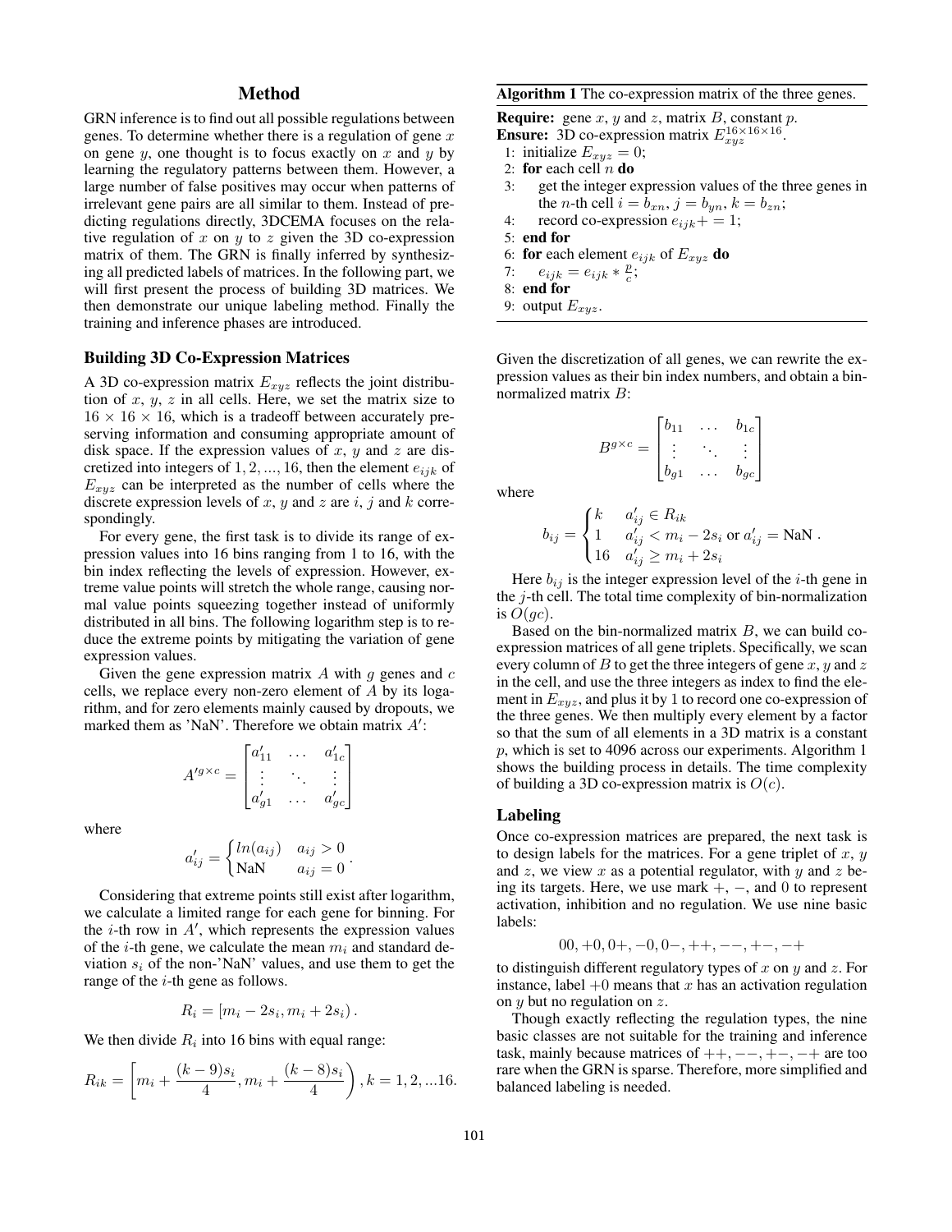## Method

GRN inference is to find out all possible regulations between genes. To determine whether there is a regulation of gene $x$ on gene $y$, one thought is to focus exactly on $x$ and $y$ by learning the regulatory patterns between them. However, a large number of false positives may occur when patterns of irrelevant gene pairs are all similar to them. Instead of predicting regulations directly, 3DCEMA focuses on the relative regulation of $x$ on $y$ to $z$ given the 3D co-expression matrix of them. The GRN is finally inferred by synthesizing all predicted labels of matrices. In the following part, we will first present the process of building 3D matrices. We then demonstrate our unique labeling method. Finally the training and inference phases are introduced.

### Building 3D Co-Expression Matrices

A 3D co-expression matrix $E_{xyz}$ reflects the joint distribution of $x$, $y$, $z$ in all cells. Here, we set the matrix size to $16 \times 16 \times 16$, which is a tradeoff between accurately preserving information and consuming appropriate amount of disk space. If the expression values of $x$, $y$ and $z$ are discretized into integers of $1, 2, ..., 16$, then the element $e_{ijk}$ of $E_{xyz}$ can be interpreted as the number of cells where the discrete expression levels of $x$, $y$ and $z$ are $i$, $j$ and $k$ correspondingly.

For every gene, the first task is to divide its range of expression values into 16 bins ranging from 1 to 16, with the bin index reflecting the levels of expression. However, extreme value points will stretch the whole range, causing normal value points squeezing together instead of uniformly distributed in all bins. The following logarithm step is to reduce the extreme points by mitigating the variation of gene expression values.

Given the gene expression matrix $A$ with $g$ genes and $c$ cells, we replace every non-zero element of $A$ by its logarithm, and for zero elements mainly caused by dropouts, we marked them as 'NaN'. Therefore we obtain matrix $A'$:

$$A'^{g \times c} = \begin{bmatrix} a'_{11} & \dots & a'_{1c} \\ \vdots & \ddots & \vdots \\ a'_{g1} & \dots & a'_{gc} \end{bmatrix}$$

where

$$a'_{ij} = \begin{cases} ln(a_{ij}) & a_{ij} > 0 \\ \text{NaN} & a_{ij} = 0 \end{cases}.$$

Considering that extreme points still exist after logarithm, we calculate a limited range for each gene for binning. For the $i$-th row in $A'$, which represents the expression values of the $i$-th gene, we calculate the mean $m_i$ and standard deviation $s_i$ of the non-'NaN' values, and use them to get the range of the $i$-th gene as follows.

$$R_i = [m_i - 2s_i, m_i + 2s_i).$$

We then divide $R_i$ into 16 bins with equal range:

$$R_{ik} = \left[m_i + \frac{(k-9)s_i}{4}, m_i + \frac{(k-8)s_i}{4}\right), k = 1, 2, ...16.$$

**Algorithm 1** The co-expression matrix of the three genes.

**Require:** gene $x$, $y$ and $z$, matrix $B$, constant $p$.
**Ensure:** 3D co-expression matrix $E_{xyz}^{16\times16\times16}$.

1: initialize $E_{xyz} = 0$;
2: **for** each cell $n$ **do**
3: get the integer expression values of the three genes in the $n$-th cell $i = b_{xn}, j = b_{yn}, k = b_{zn}$;
4: record co-expression $e_{ijk} += 1$;
5: **end for**
6: **for** each element $e_{ijk}$ of $E_{xyz}$ **do**
7: $e_{ijk} = e_{ijk} * \frac{p}{c}$;
8: **end for**
9: output $E_{xyz}$.

Given the discretization of all genes, we can rewrite the expression values as their bin index numbers, and obtain a bin-normalized matrix $B$:

$$B^{g \times c} = \begin{bmatrix} b_{11} & \dots & b_{1c} \\ \vdots & \ddots & \vdots \\ b_{g1} & \dots & b_{gc} \end{bmatrix}$$

where

$$b_{ij} = \begin{cases} k & a'_{ij} \in R_{ik} \\ 1 & a'_{ij} < m_i - 2s_i \text{ or } a'_{ij} = \text{NaN} \\ 16 & a'_{ij} \geq m_i + 2s_i \end{cases}.$$

Here $b_{ij}$ is the integer expression level of the $i$-th gene in the $j$-th cell. The total time complexity of bin-normalization is $O(gc)$.

Based on the bin-normalized matrix $B$, we can build co-expression matrices of all gene triplets. Specifically, we scan every column of $B$ to get the three integers of gene $x$, $y$ and $z$ in the cell, and use the three integers as index to find the element in $E_{xyz}$, and plus it by 1 to record one co-expression of the three genes. We then multiply every element by a factor so that the sum of all elements in a 3D matrix is a constant $p$, which is set to 4096 across our experiments. Algorithm 1 shows the building process in details. The time complexity of building a 3D co-expression matrix is $O(c)$.

### Labeling

Once co-expression matrices are prepared, the next task is to design labels for the matrices. For a gene triplet of $x$, $y$ and $z$, we view $x$ as a potential regulator, with $y$ and $z$ being its targets. Here, we use mark $+$, $-$, and $0$ to represent activation, inhibition and no regulation. We use nine basic labels:

$$00, +0, 0+, -0, 0-, ++, --, +-, -+$$

to distinguish different regulatory types of $x$ on $y$ and $z$. For instance, label $+0$ means that $x$ has an activation regulation on $y$ but no regulation on $z$.

Though exactly reflecting the regulation types, the nine basic classes are not suitable for the training and inference task, mainly because matrices of $++, --, +-, -+$ are too rare when the GRN is sparse. Therefore, more simplified and balanced labeling is needed.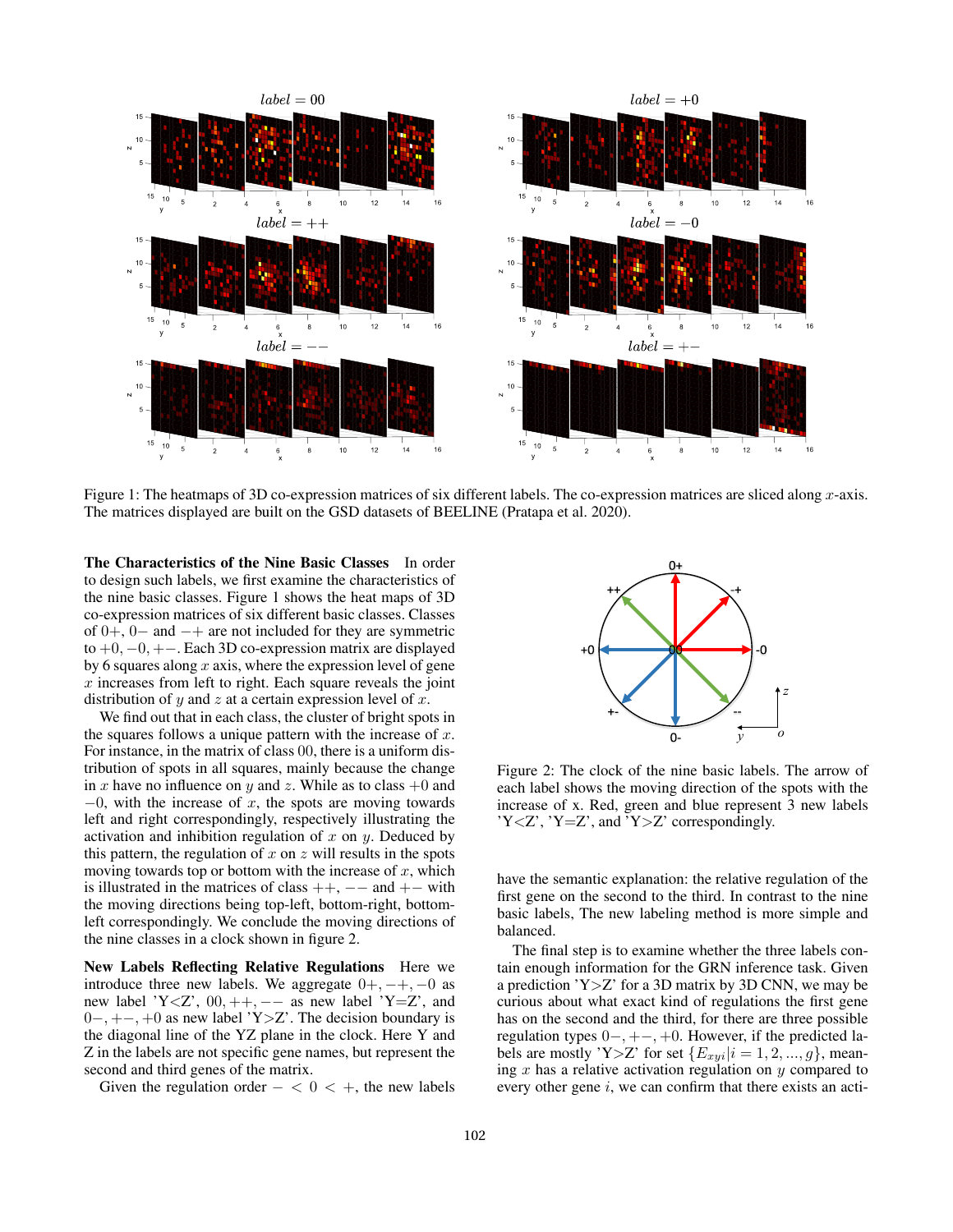Figure 1: The heatmaps of 3D co-expression matrices of six different labels. The co-expression matrices are sliced along $x$-axis. The matrices displayed are built on the GSD datasets of BEELINE (Pratapa et al. 2020).

**The Characteristics of the Nine Basic Classes** In order to design such labels, we first examine the characteristics of the nine basic classes. Figure 1 shows the heat maps of 3D co-expression matrices of six different basic classes. Classes of $0+$, $0-$ and $-+$ are not included for they are symmetric to $+0, -0, +-$. Each 3D co-expression matrix are displayed by 6 squares along $x$ axis, where the expression level of gene $x$ increases from left to right. Each square reveals the joint distribution of $y$ and $z$ at a certain expression level of $x$.

We find out that in each class, the cluster of bright spots in the squares follows a unique pattern with the increase of $x$. For instance, in the matrix of class $00$, there is a uniform distribution of spots in all squares, mainly because the change in $x$ have no influence on $y$ and $z$. While as to class $+0$ and $-0$, with the increase of $x$, the spots are moving towards left and right correspondingly, respectively illustrating the activation and inhibition regulation of $x$ on $y$. Deduced by this pattern, the regulation of $x$ on $z$ will results in the spots moving towards top or bottom with the increase of $x$, which is illustrated in the matrices of class $++$, $--$ and $+-$ with the moving directions being top-left, bottom-right, bottom-left correspondingly. We conclude the moving directions of the nine classes in a clock shown in figure 2.

Figure 2: The clock of the nine basic labels. The arrow of each label shows the moving direction of the spots with the increase of x. Red, green and blue represent 3 new labels 'Y<Z', 'Y=Z', and 'Y>Z' correspondingly.

**New Labels Reflecting Relative Regulations** Here we introduce three new labels. We aggregate $0+, -+, -0$ as new label 'Y<Z', $00, ++, --$ as new label 'Y=Z', and $0-, +-, +0$ as new label 'Y>Z'. The decision boundary is the diagonal line of the YZ plane in the clock. Here Y and Z in the labels are not specific gene names, but represent the second and third genes of the matrix.

Given the regulation order $- < 0 < +$, the new labels have the semantic explanation: the relative regulation of the first gene on the second to the third. In contrast to the nine basic labels, The new labeling method is more simple and balanced.

The final step is to examine whether the three labels contain enough information for the GRN inference task. Given a prediction 'Y>Z' for a 3D matrix by 3D CNN, we may be curious about what exact kind of regulations the first gene has on the second and the third, for there are three possible regulation types $0-, +-, +0$. However, if the predicted labels are mostly 'Y>Z' for set $\{E_{xyi}|i = 1, 2, ..., g\}$, meaning $x$ has a relative activation regulation on $y$ compared to every other gene $i$, we can confirm that there exists an acti-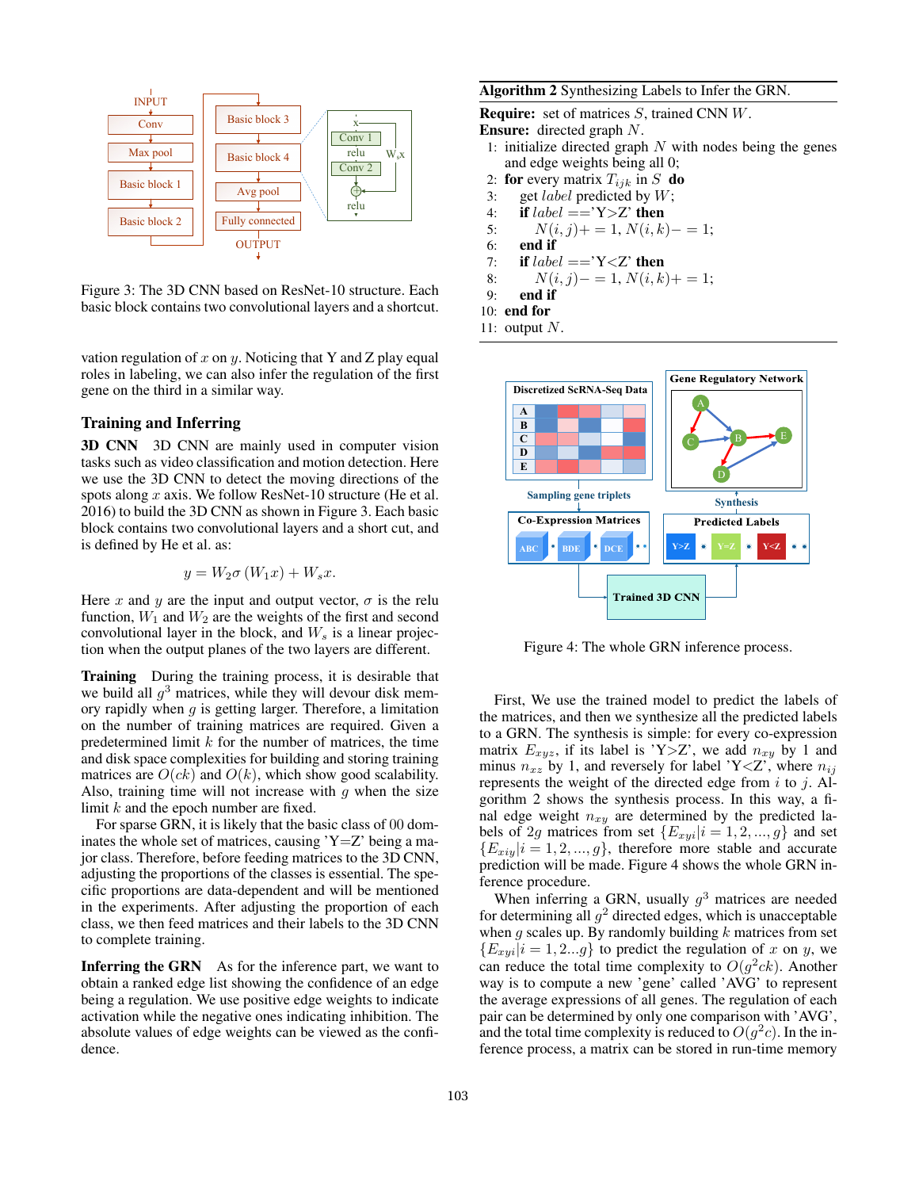Figure 3: The 3D CNN based on ResNet-10 structure. Each basic block contains two convolutional layers and a shortcut.

vation regulation of $x$ on $y$. Noticing that Y and Z play equal roles in labeling, we can also infer the regulation of the first gene on the third in a similar way.

## Training and Inferring

**3D CNN** 3D CNN are mainly used in computer vision tasks such as video classification and motion detection. Here we use the 3D CNN to detect the moving directions of the spots along $x$ axis. We follow ResNet-10 structure (He et al. 2016) to build the 3D CNN as shown in Figure 3. Each basic block contains two convolutional layers and a short cut, and is defined by He et al. as:

$$y = W_2\sigma(W_1 x) + W_s x.$$

Here $x$ and $y$ are the input and output vector, $\sigma$ is the relu function, $W_1$ and $W_2$ are the weights of the first and second convolutional layer in the block, and $W_s$ is a linear projection when the output planes of the two layers are different.

**Training** During the training process, it is desirable that we build all $g^3$ matrices, while they will devour disk memory rapidly when $g$ is getting larger. Therefore, a limitation on the number of training matrices are required. Given a predetermined limit $k$ for the number of matrices, the time and disk space complexities for building and storing training matrices are $O(ck)$ and $O(k)$, which show good scalability. Also, training time will not increase with $g$ when the size limit $k$ and the epoch number are fixed.

For sparse GRN, it is likely that the basic class of 00 dominates the whole set of matrices, causing 'Y=Z' being a major class. Therefore, before feeding matrices to the 3D CNN, adjusting the proportions of the classes is essential. The specific proportions are data-dependent and will be mentioned in the experiments. After adjusting the proportion of each class, we then feed matrices and their labels to the 3D CNN to complete training.

**Inferring the GRN** As for the inference part, we want to obtain a ranked edge list showing the confidence of an edge being a regulation. We use positive edge weights to indicate activation while the negative ones indicating inhibition. The absolute values of edge weights can be viewed as the confidence.

---

**Algorithm 2** Synthesizing Labels to Infer the GRN.

**Require:** set of matrices $S$, trained CNN $W$.
**Ensure:** directed graph $N$.
1: initialize directed graph $N$ with nodes being the genes and edge weights being all 0;
2: **for** every matrix $T_{ijk}$ in $S$ **do**
3: get $label$ predicted by $W$;
4: **if** $label$ =='Y>Z' **then**
5: $N(i,j)+=1, N(i,k)-=1;$
6: **end if**
7: **if** $label$ =='Y<Z' **then**
8: $N(i,j)-=1, N(i,k)+=1;$
9: **end if**
10: **end for**
11: output $N$.

---

Figure 4: The whole GRN inference process.

First, We use the trained model to predict the labels of the matrices, and then we synthesize all the predicted labels to a GRN. The synthesis is simple: for every co-expression matrix $E_{xyz}$, if its label is 'Y>Z', we add $n_{xy}$ by 1 and minus $n_{xz}$ by 1, and reversely for label 'Y<Z', where $n_{ij}$ represents the weight of the directed edge from $i$ to $j$. Algorithm 2 shows the synthesis process. In this way, a final edge weight $n_{xy}$ are determined by the predicted labels of $2g$ matrices from set $\{E_{xyi}|i = 1, 2, ..., g\}$ and set $\{E_{xiy}|i = 1, 2, ..., g\}$, therefore more stable and accurate prediction will be made. Figure 4 shows the whole GRN inference procedure.

When inferring a GRN, usually $g^3$ matrices are needed for determining all $g^2$ directed edges, which is unacceptable when $g$ scales up. By randomly building $k$ matrices from set $\{E_{xyi}|i = 1, 2...g\}$ to predict the regulation of $x$ on $y$, we can reduce the total time complexity to $O(g^2ck)$. Another way is to compute a new 'gene' called 'AVG' to represent the average expressions of all genes. The regulation of each pair can be determined by only one comparison with 'AVG', and the total time complexity is reduced to $O(g^2c)$. In the inference process, a matrix can be stored in run-time memory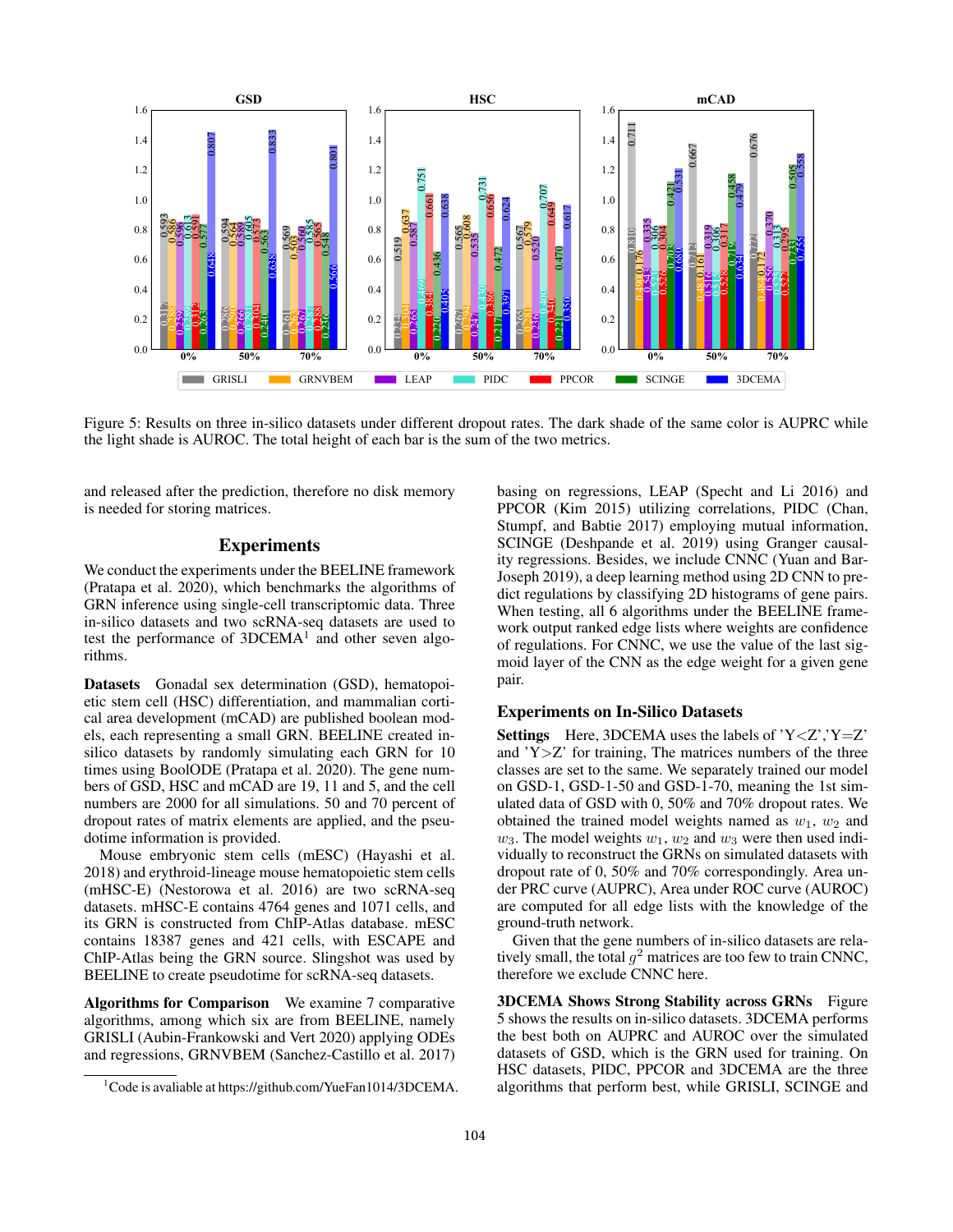Figure 5: Results on three in-silico datasets under different dropout rates. The dark shade of the same color is AUPRC while the light shade is AUROC. The total height of each bar is the sum of the two metrics.

and released after the prediction, therefore no disk memory is needed for storing matrices.

## Experiments

We conduct the experiments under the BEELINE framework (Pratapa et al. 2020), which benchmarks the algorithms of GRN inference using single-cell transcriptomic data. Three in-silico datasets and two scRNA-seq datasets are used to test the performance of 3DCEMA[1] and other seven algorithms.

**Datasets** Gonadal sex determination (GSD), hematopoietic stem cell (HSC) differentiation, and mammalian cortical area development (mCAD) are published boolean models, each representing a small GRN. BEELINE created in-silico datasets by randomly simulating each GRN for 10 times using BoolODE (Pratapa et al. 2020). The gene numbers of GSD, HSC and mCAD are 19, 11 and 5, and the cell numbers are 2000 for all simulations. 50 and 70 percent of dropout rates of matrix elements are applied, and the pseudotime information is provided.

Mouse embryonic stem cells (mESC) (Hayashi et al. 2018) and erythroid-lineage mouse hematopoietic stem cells (mHSC-E) (Nestorowa et al. 2016) are two scRNA-seq datasets. mHSC-E contains 4764 genes and 1071 cells, and its GRN is constructed from ChIP-Atlas database. mESC contains 18387 genes and 421 cells, with ESCAPE and ChIP-Atlas being the GRN source. Slingshot was used by BEELINE to create pseudotime for scRNA-seq datasets.

**Algorithms for Comparison** We examine 7 comparative algorithms, among which six are from BEELINE, namely GRISLI (Aubin-Frankowski and Vert 2020) applying ODEs and regressions, GRNVBEM (Sanchez-Castillo et al. 2017) basing on regressions, LEAP (Specht and Li 2016) and PPCOR (Kim 2015) utilizing correlations, PIDC (Chan, Stumpf, and Babtie 2017) employing mutual information, SCINGE (Deshpande et al. 2019) using Granger causality regressions. Besides, we include CNNC (Yuan and Bar-Joseph 2019), a deep learning method using 2D CNN to predict regulations by classifying 2D histograms of gene pairs. When testing, all 6 algorithms under the BEELINE framework output ranked edge lists where weights are confidence of regulations. For CNNC, we use the value of the last sigmoid layer of the CNN as the edge weight for a given gene pair.

### Experiments on In-Silico Datasets

**Settings** Here, 3DCEMA uses the labels of 'Y<Z','Y=Z' and 'Y>Z' for training, The matrices numbers of the three classes are set to the same. We separately trained our model on GSD-1, GSD-1-50 and GSD-1-70, meaning the 1st simulated data of GSD with 0, 50% and 70% dropout rates. We obtained the trained model weights named as $w_1$, $w_2$ and $w_3$. The model weights $w_1$, $w_2$ and $w_3$ were then used individually to reconstruct the GRNs on simulated datasets with dropout rate of 0, 50% and 70% correspondingly. Area under PRC curve (AUPRC), Area under ROC curve (AUROC) are computed for all edge lists with the knowledge of the ground-truth network.

Given that the gene numbers of in-silico datasets are relatively small, the total $g^2$ matrices are too few to train CNNC, therefore we exclude CNNC here.

**3DCEMA Shows Strong Stability across GRNs** Figure 5 shows the results on in-silico datasets. 3DCEMA performs the best both on AUPRC and AUROC over the simulated datasets of GSD, which is the GRN used for training. On HSC datasets, PIDC, PPCOR and 3DCEMA are the three algorithms that perform best, while GRISLI, SCINGE and

[1] Code is avaliable at https://github.com/YueFan1014/3DCEMA.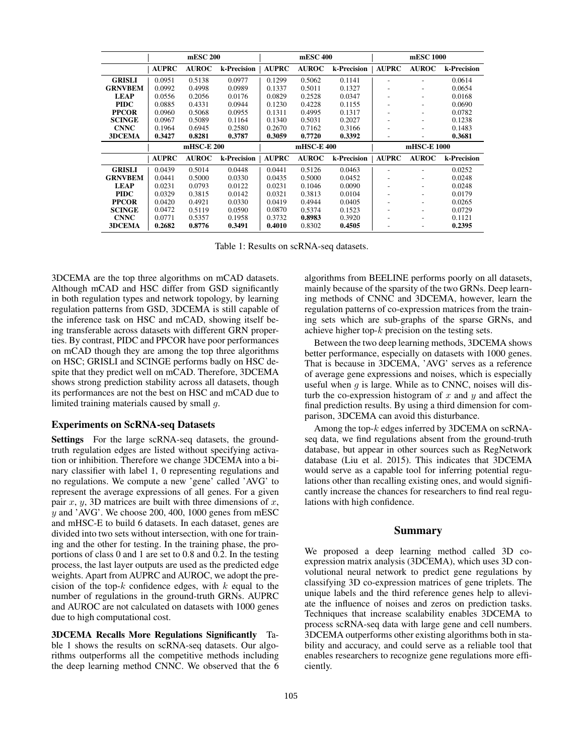| | mESC 200 | | | mESC 400 | | | mESC 1000 | | |
|---|---|---|---|---|---|---|---|---|---|
| | **AUPRC** | **AUROC** | **k-Precision** | **AUPRC** | **AUROC** | **k-Precision** | **AUPRC** | **AUROC** | **k-Precision** |
| **GRISLI** | 0.0951 | 0.5138 | 0.0977 | 0.1299 | 0.5062 | 0.1141 | - | - | 0.0614 |
| **GRNVBEM** | 0.0992 | 0.4998 | 0.0989 | 0.1337 | 0.5011 | 0.1327 | - | - | 0.0654 |
| **LEAP** | 0.0556 | 0.2056 | 0.0176 | 0.0829 | 0.2528 | 0.0347 | - | - | 0.0168 |
| **PIDC** | 0.0885 | 0.4331 | 0.0944 | 0.1230 | 0.4228 | 0.1155 | - | - | 0.0690 |
| **PPCOR** | 0.0960 | 0.5068 | 0.0955 | 0.1311 | 0.4995 | 0.1317 | - | - | 0.0782 |
| **SCINGE** | 0.0967 | 0.5089 | 0.1164 | 0.1340 | 0.5031 | 0.2027 | - | - | 0.1238 |
| **CNNC** | 0.1964 | 0.6945 | 0.2580 | 0.2670 | 0.7162 | 0.3166 | - | - | 0.1483 |
| **3DCEMA** | **0.3427** | **0.8281** | **0.3787** | **0.3059** | **0.7720** | **0.3392** | - | - | **0.3681** |
| | **mHSC-E 200** | | | **mHSC-E 400** | | | **mHSC-E 1000** | | |
| | **AUPRC** | **AUROC** | **k-Precision** | **AUPRC** | **AUROC** | **k-Precision** | **AUPRC** | **AUROC** | **k-Precision** |
| **GRISLI** | 0.0439 | 0.5014 | 0.0448 | 0.0441 | 0.5126 | 0.0463 | - | - | 0.0252 |
| **GRNVBEM** | 0.0441 | 0.5000 | 0.0330 | 0.0435 | 0.5000 | 0.0452 | - | - | 0.0248 |
| **LEAP** | 0.0231 | 0.0793 | 0.0122 | 0.0231 | 0.1046 | 0.0090 | - | - | 0.0248 |
| **PIDC** | 0.0329 | 0.3815 | 0.0142 | 0.0321 | 0.3813 | 0.0104 | - | - | 0.0179 |
| **PPCOR** | 0.0420 | 0.4921 | 0.0330 | 0.0419 | 0.4944 | 0.0405 | - | - | 0.0265 |
| **SCINGE** | 0.0472 | 0.5119 | 0.0590 | 0.0870 | 0.5374 | 0.1523 | - | - | 0.0729 |
| **CNNC** | 0.0771 | 0.5357 | 0.1958 | 0.3732 | **0.8983** | 0.3920 | - | - | 0.1121 |
| **3DCEMA** | **0.2682** | **0.8776** | **0.3491** | **0.4010** | 0.8302 | **0.4505** | - | - | **0.2395** |

Table 1: Results on scRNA-seq datasets.

3DCEMA are the top three algorithms on mCAD datasets. Although mCAD and HSC differ from GSD significantly in both regulation types and network topology, by learning regulation patterns from GSD, 3DCEMA is still capable of the inference task on HSC and mCAD, showing itself being transferable across datasets with different GRN properties. By contrast, PIDC and PPCOR have poor performances on mCAD though they are among the top three algorithms on HSC; GRISLI and SCINGE performs badly on HSC despite that they predict well on mCAD. Therefore, 3DCEMA shows strong prediction stability across all datasets, though its performances are not the best on HSC and mCAD due to limited training materials caused by small $g$.

### Experiments on ScRNA-seq Datasets

**Settings** For the large scRNA-seq datasets, the ground-truth regulation edges are listed without specifying activation or inhibition. Therefore we change 3DCEMA into a binary classifier with label 1, 0 representing regulations and no regulations. We compute a new 'gene' called 'AVG' to represent the average expressions of all genes. For a given pair $x$, $y$, 3D matrices are built with three dimensions of $x$, $y$ and 'AVG'. We choose 200, 400, 1000 genes from mESC and mHSC-E to build 6 datasets. In each dataset, genes are divided into two sets without intersection, with one for training and the other for testing. In the training phase, the proportions of class 0 and 1 are set to 0.8 and 0.2. In the testing process, the last layer outputs are used as the predicted edge weights. Apart from AUPRC and AUROC, we adopt the precision of the top-$k$ confidence edges, with $k$ equal to the number of regulations in the ground-truth GRNs. AUPRC and AUROC are not calculated on datasets with 1000 genes due to high computational cost.

**3DCEMA Recalls More Regulations Significantly** Table 1 shows the results on scRNA-seq datasets. Our algorithms outperforms all the competitive methods including the deep learning method CNNC. We observed that the 6 algorithms from BEELINE performs poorly on all datasets, mainly because of the sparsity of the two GRNs. Deep learning methods of CNNC and 3DCEMA, however, learn the regulation patterns of co-expression matrices from the training sets which are sub-graphs of the sparse GRNs, and achieve higher top-$k$ precision on the testing sets.

Between the two deep learning methods, 3DCEMA shows better performance, especially on datasets with 1000 genes. That is because in 3DCEMA, 'AVG' serves as a reference of average gene expressions and noises, which is especially useful when $g$ is large. While as to CNNC, noises will disturb the co-expression histogram of $x$ and $y$ and affect the final prediction results. By using a third dimension for comparison, 3DCEMA can avoid this disturbance.

Among the top-$k$ edges inferred by 3DCEMA on scRNA-seq data, we find regulations absent from the ground-truth database, but appear in other sources such as RegNetwork database (Liu et al. 2015). This indicates that 3DCEMA would serve as a capable tool for inferring potential regulations other than recalling existing ones, and would significantly increase the chances for researchers to find real regulations with high confidence.

## Summary

We proposed a deep learning method called 3D co-expression matrix analysis (3DCEMA), which uses 3D convolutional neural network to predict gene regulations by classifying 3D co-expression matrices of gene triplets. The unique labels and the third reference genes help to alleviate the influence of noises and zeros on prediction tasks. Techniques that increase scalability enables 3DCEMA to process scRNA-seq data with large gene and cell numbers. 3DCEMA outperforms other existing algorithms both in stability and accuracy, and could serve as a reliable tool that enables researchers to recognize gene regulations more efficiently.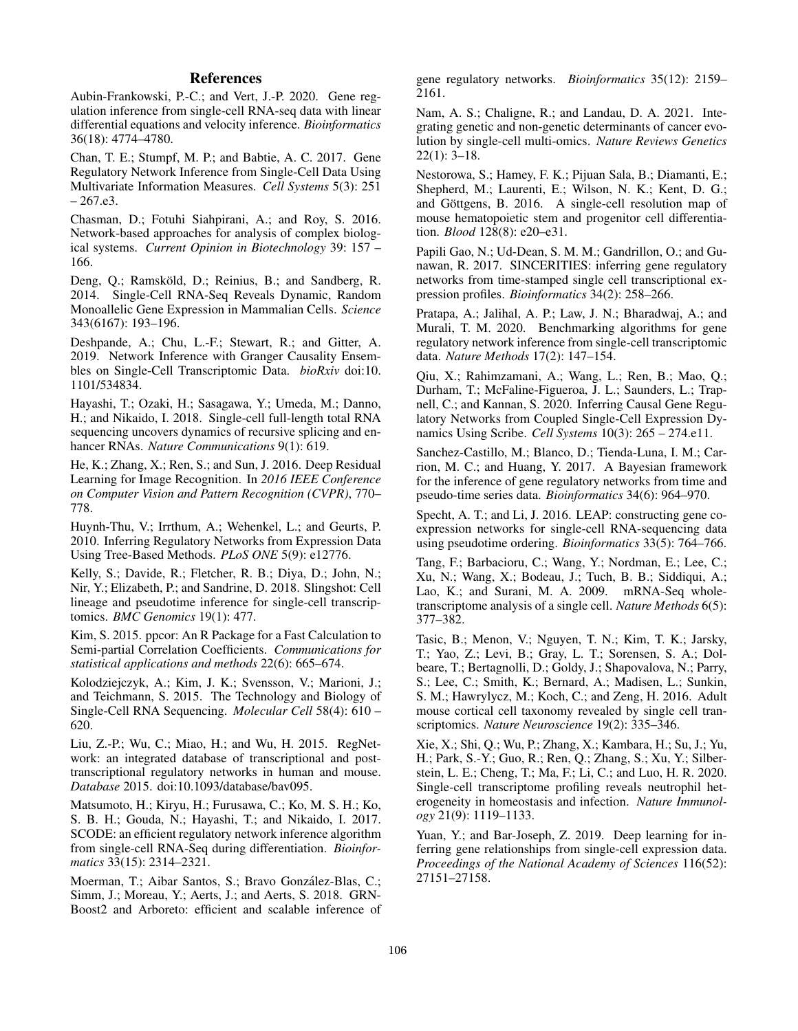## References

Aubin-Frankowski, P.-C.; and Vert, J.-P. 2020. Gene regulation inference from single-cell RNA-seq data with linear differential equations and velocity inference. *Bioinformatics* 36(18): 4774–4780.

Chan, T. E.; Stumpf, M. P.; and Babtie, A. C. 2017. Gene Regulatory Network Inference from Single-Cell Data Using Multivariate Information Measures. *Cell Systems* 5(3): 251 – 267.e3.

Chasman, D.; Fotuhi Siahpirani, A.; and Roy, S. 2016. Network-based approaches for analysis of complex biological systems. *Current Opinion in Biotechnology* 39: 157 – 166.

Deng, Q.; Ramsköld, D.; Reinius, B.; and Sandberg, R. 2014. Single-Cell RNA-Seq Reveals Dynamic, Random Monoallelic Gene Expression in Mammalian Cells. *Science* 343(6167): 193–196.

Deshpande, A.; Chu, L.-F.; Stewart, R.; and Gitter, A. 2019. Network Inference with Granger Causality Ensembles on Single-Cell Transcriptomic Data. *bioRxiv* doi:10.1101/534834.

Hayashi, T.; Ozaki, H.; Sasagawa, Y.; Umeda, M.; Danno, H.; and Nikaido, I. 2018. Single-cell full-length total RNA sequencing uncovers dynamics of recursive splicing and enhancer RNAs. *Nature Communications* 9(1): 619.

He, K.; Zhang, X.; Ren, S.; and Sun, J. 2016. Deep Residual Learning for Image Recognition. In *2016 IEEE Conference on Computer Vision and Pattern Recognition (CVPR)*, 770–778.

Huynh-Thu, V.; Irrthum, A.; Wehenkel, L.; and Geurts, P. 2010. Inferring Regulatory Networks from Expression Data Using Tree-Based Methods. *PLoS ONE* 5(9): e12776.

Kelly, S.; Davide, R.; Fletcher, R. B.; Diya, D.; John, N.; Nir, Y.; Elizabeth, P.; and Sandrine, D. 2018. Slingshot: Cell lineage and pseudotime inference for single-cell transcriptomics. *BMC Genomics* 19(1): 477.

Kim, S. 2015. ppcor: An R Package for a Fast Calculation to Semi-partial Correlation Coefficients. *Communications for statistical applications and methods* 22(6): 665–674.

Kolodziejczyk, A.; Kim, J. K.; Svensson, V.; Marioni, J.; and Teichmann, S. 2015. The Technology and Biology of Single-Cell RNA Sequencing. *Molecular Cell* 58(4): 610 – 620.

Liu, Z.-P.; Wu, C.; Miao, H.; and Wu, H. 2015. RegNetwork: an integrated database of transcriptional and post-transcriptional regulatory networks in human and mouse. *Database* 2015. doi:10.1093/database/bav095.

Matsumoto, H.; Kiryu, H.; Furusawa, C.; Ko, M. S. H.; Ko, S. B. H.; Gouda, N.; Hayashi, T.; and Nikaido, I. 2017. SCODE: an efficient regulatory network inference algorithm from single-cell RNA-Seq during differentiation. *Bioinformatics* 33(15): 2314–2321.

Moerman, T.; Aibar Santos, S.; Bravo González-Blas, C.; Simm, J.; Moreau, Y.; Aerts, J.; and Aerts, S. 2018. GRNBoost2 and Arboreto: efficient and scalable inference of gene regulatory networks. *Bioinformatics* 35(12): 2159–2161.

Nam, A. S.; Chaligne, R.; and Landau, D. A. 2021. Integrating genetic and non-genetic determinants of cancer evolution by single-cell multi-omics. *Nature Reviews Genetics* 22(1): 3–18.

Nestorowa, S.; Hamey, F. K.; Pijuan Sala, B.; Diamanti, E.; Shepherd, M.; Laurenti, E.; Wilson, N. K.; Kent, D. G.; and Göttgens, B. 2016. A single-cell resolution map of mouse hematopoietic stem and progenitor cell differentiation. *Blood* 128(8): e20–e31.

Papili Gao, N.; Ud-Dean, S. M. M.; Gandrillon, O.; and Gunawan, R. 2017. SINCERITIES: inferring gene regulatory networks from time-stamped single cell transcriptional expression profiles. *Bioinformatics* 34(2): 258–266.

Pratapa, A.; Jalihal, A. P.; Law, J. N.; Bharadwaj, A.; and Murali, T. M. 2020. Benchmarking algorithms for gene regulatory network inference from single-cell transcriptomic data. *Nature Methods* 17(2): 147–154.

Qiu, X.; Rahimzamani, A.; Wang, L.; Ren, B.; Mao, Q.; Durham, T.; McFaline-Figueroa, J. L.; Saunders, L.; Trapnell, C.; and Kannan, S. 2020. Inferring Causal Gene Regulatory Networks from Coupled Single-Cell Expression Dynamics Using Scribe. *Cell Systems* 10(3): 265 – 274.e11.

Sanchez-Castillo, M.; Blanco, D.; Tienda-Luna, I. M.; Carrion, M. C.; and Huang, Y. 2017. A Bayesian framework for the inference of gene regulatory networks from time and pseudo-time series data. *Bioinformatics* 34(6): 964–970.

Specht, A. T.; and Li, J. 2016. LEAP: constructing gene co-expression networks for single-cell RNA-sequencing data using pseudotime ordering. *Bioinformatics* 33(5): 764–766.

Tang, F.; Barbacioru, C.; Wang, Y.; Nordman, E.; Lee, C.; Xu, N.; Wang, X.; Bodeau, J.; Tuch, B. B.; Siddiqui, A.; Lao, K.; and Surani, M. A. 2009. mRNA-Seq whole-transcriptome analysis of a single cell. *Nature Methods* 6(5): 377–382.

Tasic, B.; Menon, V.; Nguyen, T. N.; Kim, T. K.; Jarsky, T.; Yao, Z.; Levi, B.; Gray, L. T.; Sorensen, S. A.; Dolbeare, T.; Bertagnolli, D.; Goldy, J.; Shapovalova, N.; Parry, S.; Lee, C.; Smith, K.; Bernard, A.; Madisen, L.; Sunkin, S. M.; Hawrylycz, M.; Koch, C.; and Zeng, H. 2016. Adult mouse cortical cell taxonomy revealed by single cell transcriptomics. *Nature Neuroscience* 19(2): 335–346.

Xie, X.; Shi, Q.; Wu, P.; Zhang, X.; Kambara, H.; Su, J.; Yu, H.; Park, S.-Y.; Guo, R.; Ren, Q.; Zhang, S.; Xu, Y.; Silberstein, L. E.; Cheng, T.; Ma, F.; Li, C.; and Luo, H. R. 2020. Single-cell transcriptome profiling reveals neutrophil heterogeneity in homeostasis and infection. *Nature Immunology* 21(9): 1119–1133.

Yuan, Y.; and Bar-Joseph, Z. 2019. Deep learning for inferring gene relationships from single-cell expression data. *Proceedings of the National Academy of Sciences* 116(52): 27151–27158.